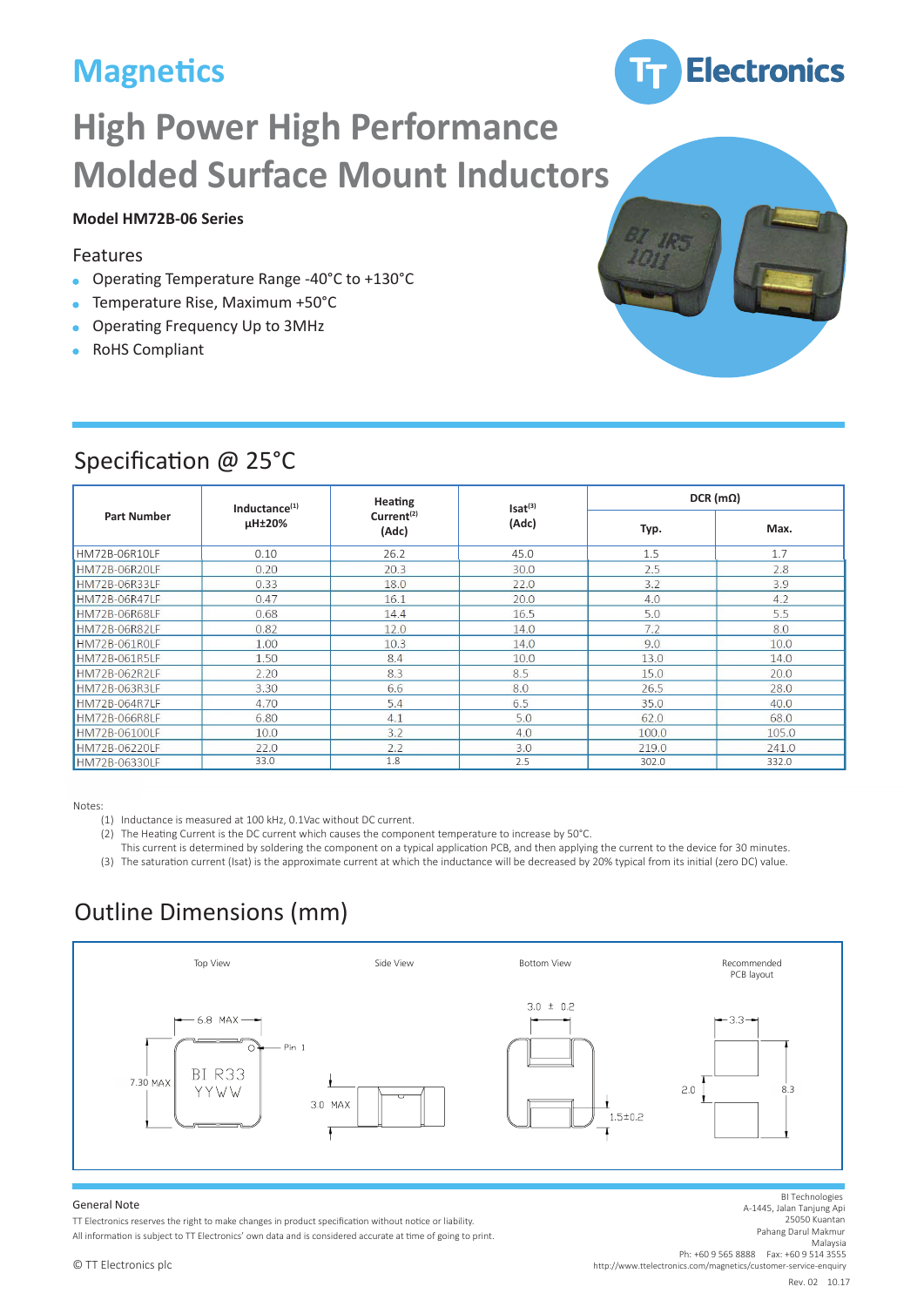Magnetics

TT Electronics

# High Power High Performance Molded Surface Mount Inductors

**Model HM72B-06 Series**

## Features

- Operating Temperature Range -40°C to +130°C
- Temperature Rise, Maximum +50°C
- Operating Frequency Up to 3MHz
- RoHS Compliant

## Specification @ 25°C

| Part Number | Inductance[1] µH±20% | Heating Current[2] (Adc) | Isat[3] (Adc) | DCR (mΩ) | |
|---|---|---|---|---|---|
| | | | | Typ. | Max. |
| HM72B-06R10LF | 0.10 | 26.2 | 45.0 | 1.5 | 1.7 |
| HM72B-06R20LF | 0.20 | 20.3 | 30.0 | 2.5 | 2.8 |
| HM72B-06R33LF | 0.33 | 18.0 | 22.0 | 3.2 | 3.9 |
| HM72B-06R47LF | 0.47 | 16.1 | 20.0 | 4.0 | 4.2 |
| HM72B-06R68LF | 0.68 | 14.4 | 16.5 | 5.0 | 5.5 |
| HM72B-06R82LF | 0.82 | 12.0 | 14.0 | 7.2 | 8.0 |
| HM72B-061R0LF | 1.00 | 10.3 | 14.0 | 9.0 | 10.0 |
| HM72B-061R5LF | 1.50 | 8.4 | 10.0 | 13.0 | 14.0 |
| HM72B-062R2LF | 2.20 | 8.3 | 8.5 | 15.0 | 20.0 |
| HM72B-063R3LF | 3.30 | 6.6 | 8.0 | 26.5 | 28.0 |
| HM72B-064R7LF | 4.70 | 5.4 | 6.5 | 35.0 | 40.0 |
| HM72B-066R8LF | 6.80 | 4.1 | 5.0 | 62.0 | 68.0 |
| HM72B-06100LF | 10.0 | 3.2 | 4.0 | 100.0 | 105.0 |
| HM72B-06220LF | 22.0 | 2.2 | 3.0 | 219.0 | 241.0 |
| HM72B-06330LF | 33.0 | 1.8 | 2.5 | 302.0 | 332.0 |

Notes:

(1) Inductance is measured at 100 kHz, 0.1Vac without DC current.
(2) The Heating Current is the DC current which causes the component temperature to increase by 50°C.
This current is determined by soldering the component on a typical application PCB, and then applying the current to the device for 30 minutes.
(3) The saturation current (Isat) is the approximate current at which the inductance will be decreased by 20% typical from its initial (zero DC) value.

## Outline Dimensions (mm)

Top View: 6.8 MAX; 7.30 MAX; Pin 1; BI R33 YYWW

Side View: 3.0 MAX

Bottom View: 3.0 ± 0.2; 1.5±0.2

Recommended PCB layout: 3.3; 2.0; 8.3

General Note

TT Electronics reserves the right to make changes in product specification without notice or liability.
All information is subject to TT Electronics' own data and is considered accurate at time of going to print.

© TT Electronics plc

BI Technologies
A-1445, Jalan Tanjung Api
25050 Kuantan
Pahang Darul Makmur
Malaysia
Ph: +60 9 565 8888 Fax: +60 9 514 3555
http://www.ttelectronics.com/magnetics/customer-service-enquiry

Rev. 02 10.17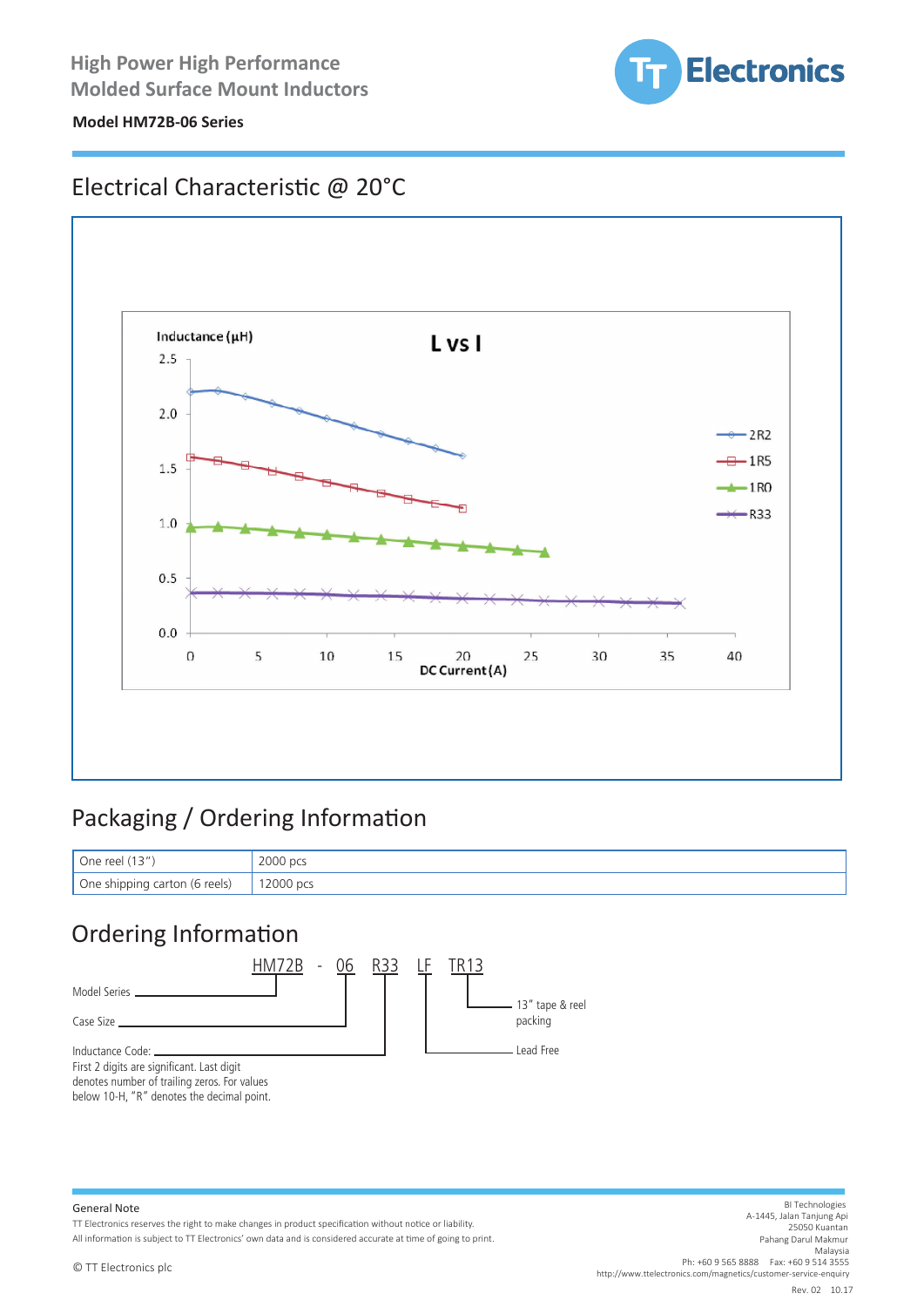High Power High Performance
Molded Surface Mount Inductors

**Model HM72B-06 Series**

## Electrical Characteristic @ 20°C

L vs I

Inductance (µH)

2.5
2.0
1.5
1.0
0.5
0.0

0 5 10 15 20 25 30 35 40

DC Current (A)

2R2
1R5
1R0
R33

## Packaging / Ordering Information

| | |
|---|---|
| One reel (13") | 2000 pcs |
| One shipping carton (6 reels) | 12000 pcs |

## Ordering Information

HM72B - 06 R33 LF TR13

Model Series

Case Size

Inductance Code:
First 2 digits are significant. Last digit denotes number of trailing zeros. For values below 10-H, "R" denotes the decimal point.

13" tape & reel packing

Lead Free

General Note
TT Electronics reserves the right to make changes in product specification without notice or liability.
All information is subject to TT Electronics' own data and is considered accurate at time of going to print.

© TT Electronics plc

BI Technologies
A-1445, Jalan Tanjung Api
25050 Kuantan
Pahang Darul Makmur
Malaysia
Ph: +60 9 565 8888 Fax: +60 9 514 3555
http://www.ttelectronics.com/magnetics/customer-service-enquiry

Rev. 02 10.17